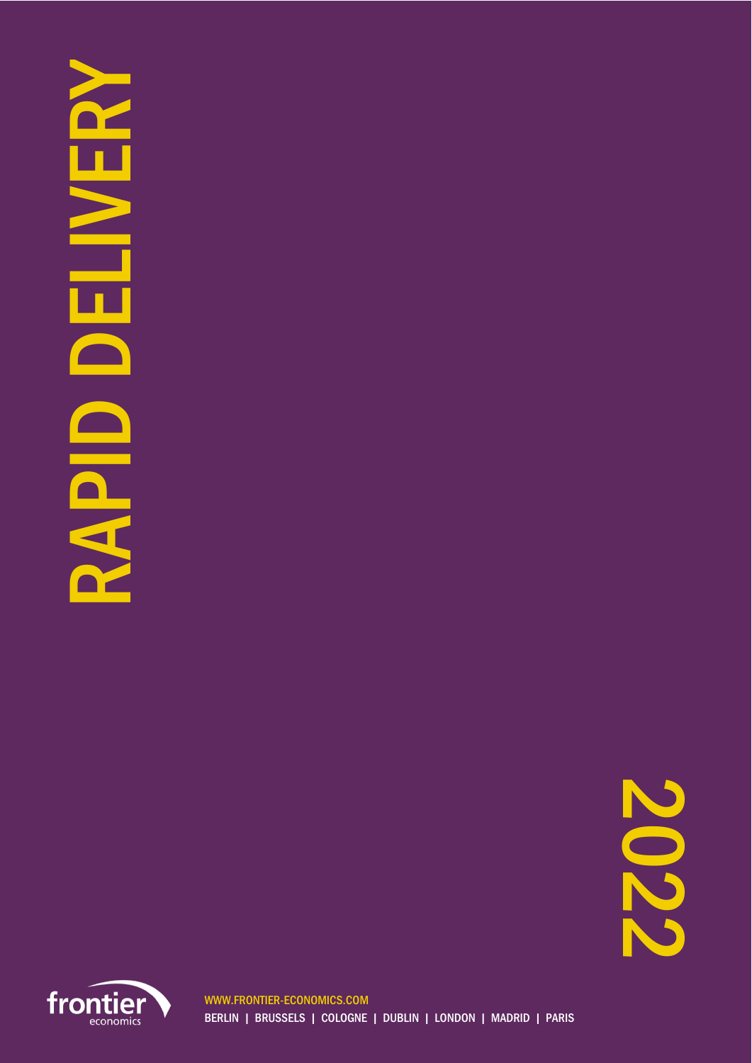# RAPID DELIVERY

2022

frontier economics

WWW.FRONTIER-ECONOMICS.COM

BERLIN | BRUSSELS | COLOGNE | DUBLIN | LONDON | MADRID | PARIS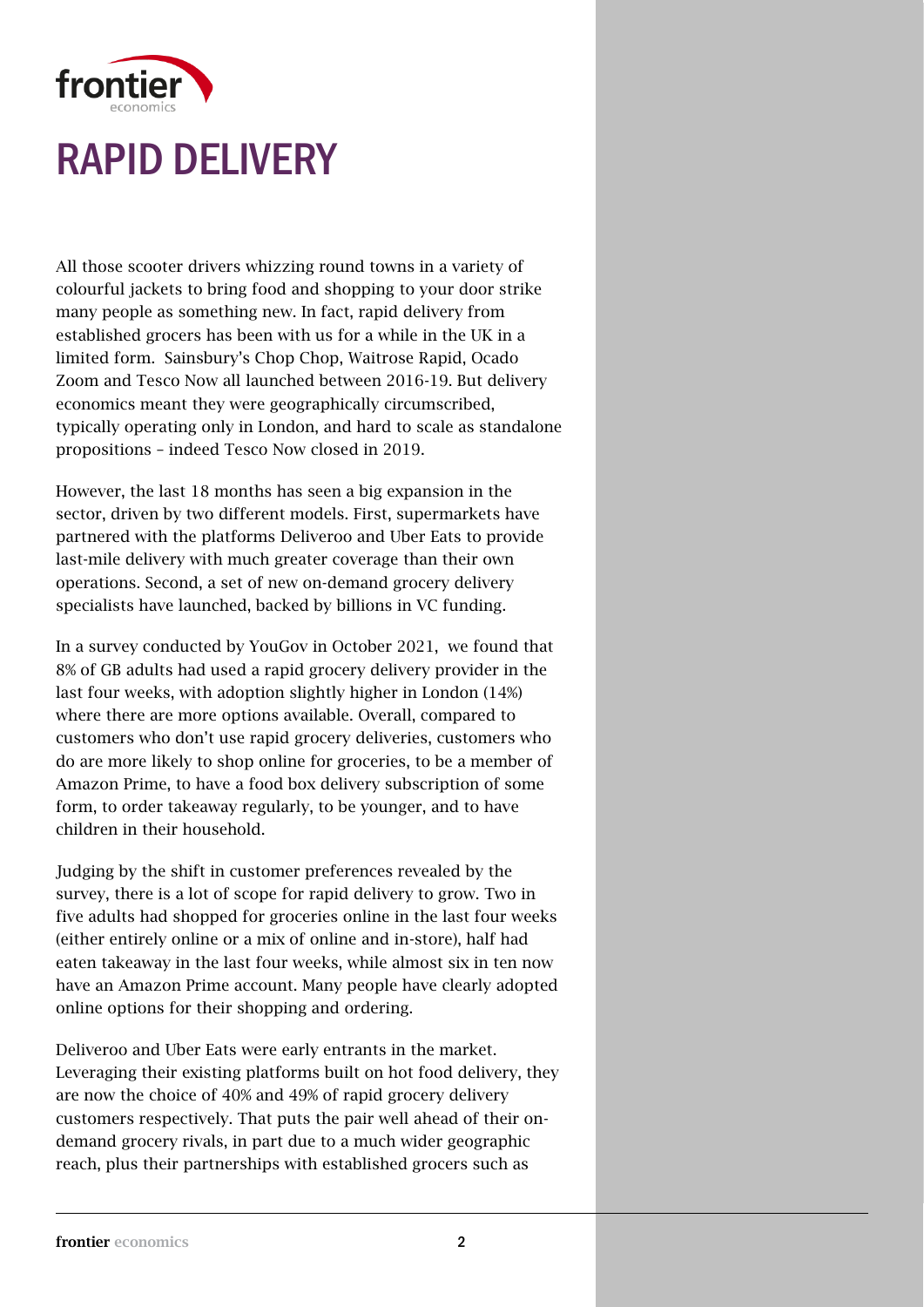# RAPID DELIVERY

All those scooter drivers whizzing round towns in a variety of colourful jackets to bring food and shopping to your door strike many people as something new. In fact, rapid delivery from established grocers has been with us for a while in the UK in a limited form. Sainsbury's Chop Chop, Waitrose Rapid, Ocado Zoom and Tesco Now all launched between 2016-19. But delivery economics meant they were geographically circumscribed, typically operating only in London, and hard to scale as standalone propositions – indeed Tesco Now closed in 2019.

However, the last 18 months has seen a big expansion in the sector, driven by two different models. First, supermarkets have partnered with the platforms Deliveroo and Uber Eats to provide last-mile delivery with much greater coverage than their own operations. Second, a set of new on-demand grocery delivery specialists have launched, backed by billions in VC funding.

In a survey conducted by YouGov in October 2021, we found that 8% of GB adults had used a rapid grocery delivery provider in the last four weeks, with adoption slightly higher in London (14%) where there are more options available. Overall, compared to customers who don't use rapid grocery deliveries, customers who do are more likely to shop online for groceries, to be a member of Amazon Prime, to have a food box delivery subscription of some form, to order takeaway regularly, to be younger, and to have children in their household.

Judging by the shift in customer preferences revealed by the survey, there is a lot of scope for rapid delivery to grow. Two in five adults had shopped for groceries online in the last four weeks (either entirely online or a mix of online and in-store), half had eaten takeaway in the last four weeks, while almost six in ten now have an Amazon Prime account. Many people have clearly adopted online options for their shopping and ordering.

Deliveroo and Uber Eats were early entrants in the market. Leveraging their existing platforms built on hot food delivery, they are now the choice of 40% and 49% of rapid grocery delivery customers respectively. That puts the pair well ahead of their on-demand grocery rivals, in part due to a much wider geographic reach, plus their partnerships with established grocers such as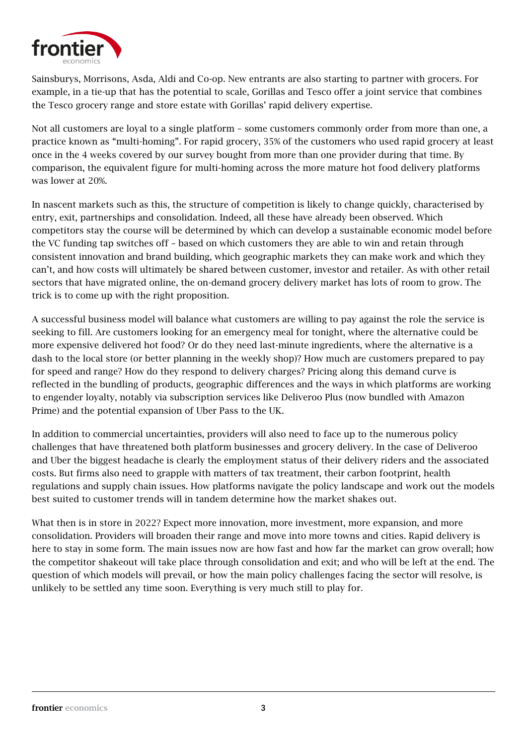Sainsburys, Morrisons, Asda, Aldi and Co-op. New entrants are also starting to partner with grocers. For example, in a tie-up that has the potential to scale, Gorillas and Tesco offer a joint service that combines the Tesco grocery range and store estate with Gorillas' rapid delivery expertise.

Not all customers are loyal to a single platform – some customers commonly order from more than one, a practice known as "multi-homing". For rapid grocery, 35% of the customers who used rapid grocery at least once in the 4 weeks covered by our survey bought from more than one provider during that time. By comparison, the equivalent figure for multi-homing across the more mature hot food delivery platforms was lower at 20%.

In nascent markets such as this, the structure of competition is likely to change quickly, characterised by entry, exit, partnerships and consolidation. Indeed, all these have already been observed. Which competitors stay the course will be determined by which can develop a sustainable economic model before the VC funding tap switches off – based on which customers they are able to win and retain through consistent innovation and brand building, which geographic markets they can make work and which they can't, and how costs will ultimately be shared between customer, investor and retailer. As with other retail sectors that have migrated online, the on-demand grocery delivery market has lots of room to grow. The trick is to come up with the right proposition.

A successful business model will balance what customers are willing to pay against the role the service is seeking to fill. Are customers looking for an emergency meal for tonight, where the alternative could be more expensive delivered hot food? Or do they need last-minute ingredients, where the alternative is a dash to the local store (or better planning in the weekly shop)? How much are customers prepared to pay for speed and range? How do they respond to delivery charges? Pricing along this demand curve is reflected in the bundling of products, geographic differences and the ways in which platforms are working to engender loyalty, notably via subscription services like Deliveroo Plus (now bundled with Amazon Prime) and the potential expansion of Uber Pass to the UK.

In addition to commercial uncertainties, providers will also need to face up to the numerous policy challenges that have threatened both platform businesses and grocery delivery. In the case of Deliveroo and Uber the biggest headache is clearly the employment status of their delivery riders and the associated costs. But firms also need to grapple with matters of tax treatment, their carbon footprint, health regulations and supply chain issues. How platforms navigate the policy landscape and work out the models best suited to customer trends will in tandem determine how the market shakes out.

What then is in store in 2022? Expect more innovation, more investment, more expansion, and more consolidation. Providers will broaden their range and move into more towns and cities. Rapid delivery is here to stay in some form. The main issues now are how fast and how far the market can grow overall; how the competitor shakeout will take place through consolidation and exit; and who will be left at the end. The question of which models will prevail, or how the main policy challenges facing the sector will resolve, is unlikely to be settled any time soon. Everything is very much still to play for.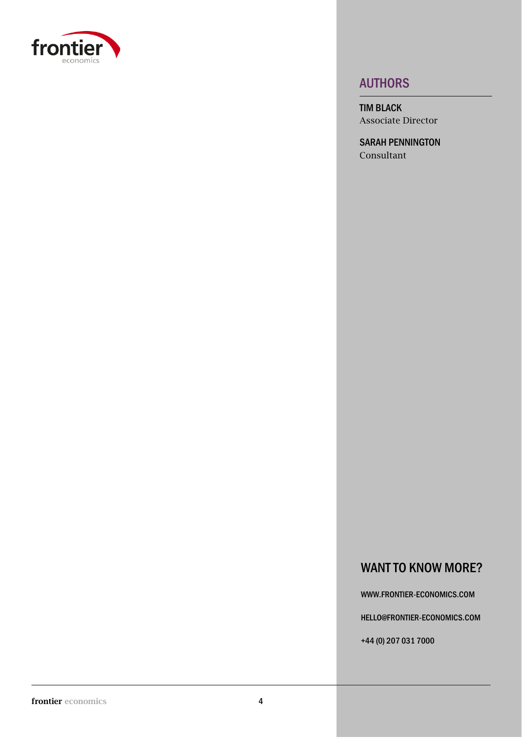## AUTHORS

**TIM BLACK**
Associate Director

**SARAH PENNINGTON**
Consultant

## WANT TO KNOW MORE?

WWW.FRONTIER-ECONOMICS.COM

HELLO@FRONTIER-ECONOMICS.COM

+44 (0) 207 031 7000